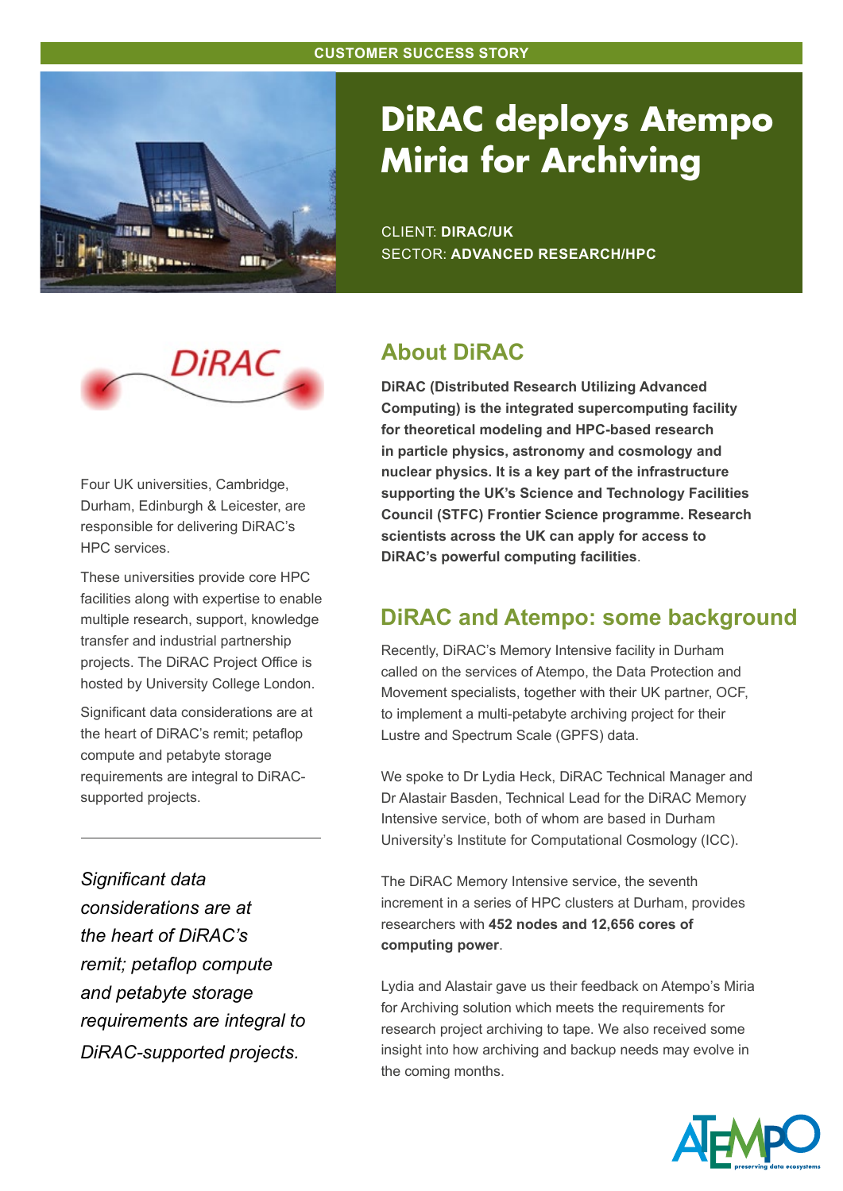CUSTOMER SUCCESS STORY

# DiRAC deploys Atempo Miria for Archiving

CLIENT: **DIRAC/UK**
SECTOR: **ADVANCED RESEARCH/HPC**

Four UK universities, Cambridge, Durham, Edinburgh & Leicester, are responsible for delivering DiRAC's HPC services.

These universities provide core HPC facilities along with expertise to enable multiple research, support, knowledge transfer and industrial partnership projects. The DiRAC Project Office is hosted by University College London.

Significant data considerations are at the heart of DiRAC's remit; petaflop compute and petabyte storage requirements are integral to DiRAC-supported projects.

---

*Significant data considerations are at the heart of DiRAC's remit; petaflop compute and petabyte storage requirements are integral to DiRAC-supported projects.*

## About DiRAC

**DiRAC (Distributed Research Utilizing Advanced Computing) is the integrated supercomputing facility for theoretical modeling and HPC-based research in particle physics, astronomy and cosmology and nuclear physics. It is a key part of the infrastructure supporting the UK's Science and Technology Facilities Council (STFC) Frontier Science programme. Research scientists across the UK can apply for access to DiRAC's powerful computing facilities**.

## DiRAC and Atempo: some background

Recently, DiRAC's Memory Intensive facility in Durham called on the services of Atempo, the Data Protection and Movement specialists, together with their UK partner, OCF, to implement a multi-petabyte archiving project for their Lustre and Spectrum Scale (GPFS) data.

We spoke to Dr Lydia Heck, DiRAC Technical Manager and Dr Alastair Basden, Technical Lead for the DiRAC Memory Intensive service, both of whom are based in Durham University's Institute for Computational Cosmology (ICC).

The DiRAC Memory Intensive service, the seventh increment in a series of HPC clusters at Durham, provides researchers with **452 nodes and 12,656 cores of computing power**.

Lydia and Alastair gave us their feedback on Atempo's Miria for Archiving solution which meets the requirements for research project archiving to tape. We also received some insight into how archiving and backup needs may evolve in the coming months.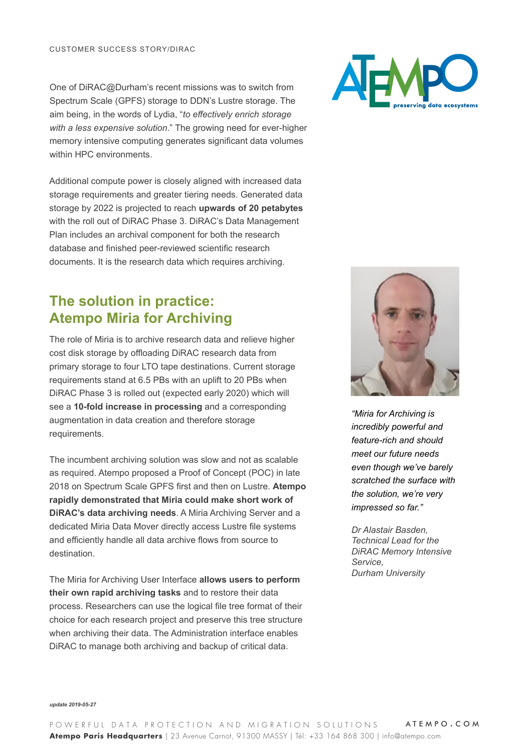One of DiRAC@Durham's recent missions was to switch from Spectrum Scale (GPFS) storage to DDN's Lustre storage. The aim being, in the words of Lydia, "*to effectively enrich storage with a less expensive solution*." The growing need for ever-higher memory intensive computing generates significant data volumes within HPC environments.

Additional compute power is closely aligned with increased data storage requirements and greater tiering needs. Generated data storage by 2022 is projected to reach **upwards of 20 petabytes** with the roll out of DiRAC Phase 3. DiRAC's Data Management Plan includes an archival component for both the research database and finished peer-reviewed scientific research documents. It is the research data which requires archiving.

## The solution in practice: Atempo Miria for Archiving

The role of Miria is to archive research data and relieve higher cost disk storage by offloading DiRAC research data from primary storage to four LTO tape destinations. Current storage requirements stand at 6.5 PBs with an uplift to 20 PBs when DiRAC Phase 3 is rolled out (expected early 2020) which will see a **10-fold increase in processing** and a corresponding augmentation in data creation and therefore storage requirements.

The incumbent archiving solution was slow and not as scalable as required. Atempo proposed a Proof of Concept (POC) in late 2018 on Spectrum Scale GPFS first and then on Lustre. **Atempo rapidly demonstrated that Miria could make short work of DiRAC's data archiving needs**. A Miria Archiving Server and a dedicated Miria Data Mover directly access Lustre file systems and efficiently handle all data archive flows from source to destination.

The Miria for Archiving User Interface **allows users to perform their own rapid archiving tasks** and to restore their data process. Researchers can use the logical file tree format of their choice for each research project and preserve this tree structure when archiving their data. The Administration interface enables DiRAC to manage both archiving and backup of critical data.

*"Miria for Archiving is incredibly powerful and feature-rich and should meet our future needs even though we've barely scratched the surface with the solution, we're very impressed so far."*

*Dr Alastair Basden,*
*Technical Lead for the DiRAC Memory Intensive Service,*
*Durham University*

***update 2019-05-27***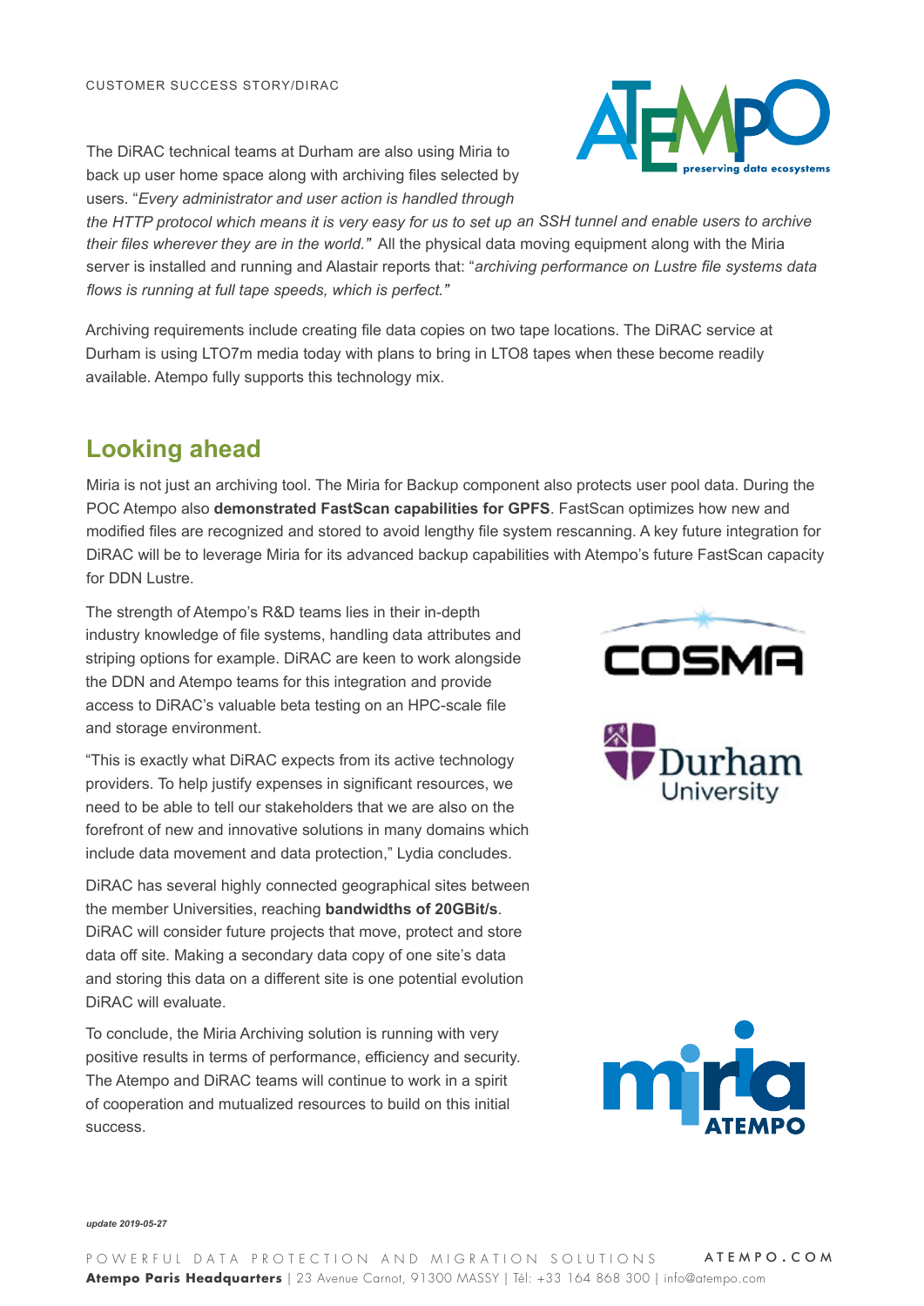The DiRAC technical teams at Durham are also using Miria to back up user home space along with archiving files selected by users. "*Every administrator and user action is handled through the HTTP protocol which means it is very easy for us to set up an SSH tunnel and enable users to archive their files wherever they are in the world.*" All the physical data moving equipment along with the Miria server is installed and running and Alastair reports that: "*archiving performance on Lustre file systems data flows is running at full tape speeds, which is perfect.*"

Archiving requirements include creating file data copies on two tape locations. The DiRAC service at Durham is using LTO7m media today with plans to bring in LTO8 tapes when these become readily available. Atempo fully supports this technology mix.

## Looking ahead

Miria is not just an archiving tool. The Miria for Backup component also protects user pool data. During the POC Atempo also **demonstrated FastScan capabilities for GPFS**. FastScan optimizes how new and modified files are recognized and stored to avoid lengthy file system rescanning. A key future integration for DiRAC will be to leverage Miria for its advanced backup capabilities with Atempo's future FastScan capacity for DDN Lustre.

The strength of Atempo's R&D teams lies in their in-depth industry knowledge of file systems, handling data attributes and striping options for example. DiRAC are keen to work alongside the DDN and Atempo teams for this integration and provide access to DiRAC's valuable beta testing on an HPC-scale file and storage environment.

"This is exactly what DiRAC expects from its active technology providers. To help justify expenses in significant resources, we need to be able to tell our stakeholders that we are also on the forefront of new and innovative solutions in many domains which include data movement and data protection," Lydia concludes.

DiRAC has several highly connected geographical sites between the member Universities, reaching **bandwidths of 20GBit/s**. DiRAC will consider future projects that move, protect and store data off site. Making a secondary data copy of one site's data and storing this data on a different site is one potential evolution DiRAC will evaluate.

To conclude, the Miria Archiving solution is running with very positive results in terms of performance, efficiency and security. The Atempo and DiRAC teams will continue to work in a spirit of cooperation and mutualized resources to build on this initial success.

***update 2019-05-27***

POWERFUL DATA PROTECTION AND MIGRATION SOLUTIONS ATEMPO.COM

**Atempo Paris Headquarters** | 23 Avenue Carnot, 91300 MASSY | Tél: +33 164 868 300 | info@atempo.com